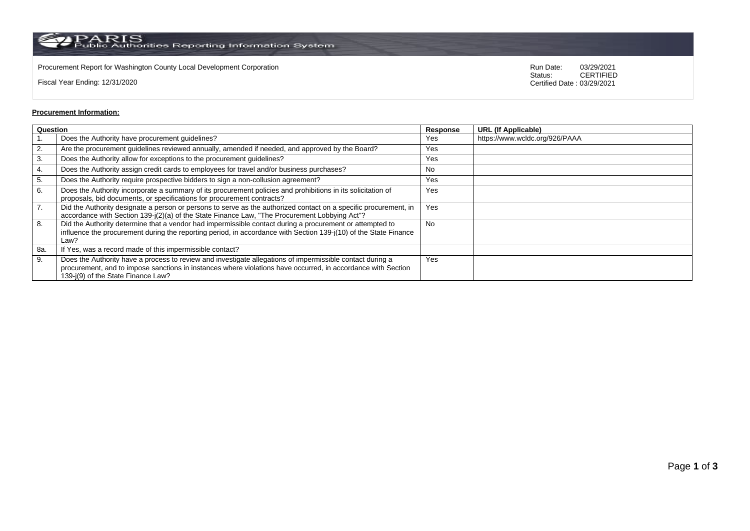PARIS Public Authorities Reporting Information System

Procurement Report for Washington County Local Development Corporation

Fiscal Year Ending: 12/31/2020

Run Date: 03/29/2021
Status: CERTIFIED
Certified Date : 03/29/2021

**Procurement Information:**

| Question | | Response | URL (If Applicable) |
|---|---|---|---|
| 1. | Does the Authority have procurement guidelines? | Yes | https://www.wcldc.org/926/PAAA |
| 2. | Are the procurement guidelines reviewed annually, amended if needed, and approved by the Board? | Yes | |
| 3. | Does the Authority allow for exceptions to the procurement guidelines? | Yes | |
| 4. | Does the Authority assign credit cards to employees for travel and/or business purchases? | No | |
| 5. | Does the Authority require prospective bidders to sign a non-collusion agreement? | Yes | |
| 6. | Does the Authority incorporate a summary of its procurement policies and prohibitions in its solicitation of proposals, bid documents, or specifications for procurement contracts? | Yes | |
| 7. | Did the Authority designate a person or persons to serve as the authorized contact on a specific procurement, in accordance with Section 139-j(2)(a) of the State Finance Law, "The Procurement Lobbying Act"? | Yes | |
| 8. | Did the Authority determine that a vendor had impermissible contact during a procurement or attempted to influence the procurement during the reporting period, in accordance with Section 139-j(10) of the State Finance Law? | No | |
| 8a. | If Yes, was a record made of this impermissible contact? | | |
| 9. | Does the Authority have a process to review and investigate allegations of impermissible contact during a procurement, and to impose sanctions in instances where violations have occurred, in accordance with Section 139-j(9) of the State Finance Law? | Yes | |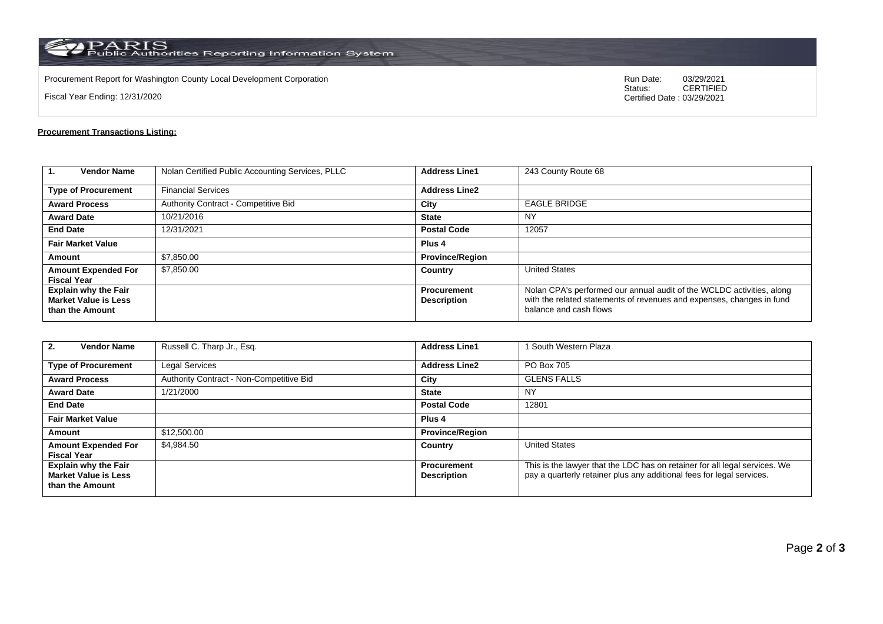PARIS Public Authorities Reporting Information System

Procurement Report for Washington County Local Development Corporation

Fiscal Year Ending: 12/31/2020

Run Date: 03/29/2021
Status: CERTIFIED
Certified Date : 03/29/2021

**Procurement Transactions Listing:**

| 1. Vendor Name | Nolan Certified Public Accounting Services, PLLC | Address Line1 | 243 County Route 68 |
|---|---|---|---|
| Type of Procurement | Financial Services | Address Line2 | |
| Award Process | Authority Contract - Competitive Bid | City | EAGLE BRIDGE |
| Award Date | 10/21/2016 | State | NY |
| End Date | 12/31/2021 | Postal Code | 12057 |
| Fair Market Value | | Plus 4 | |
| Amount | $7,850.00 | Province/Region | |
| Amount Expended For Fiscal Year | $7,850.00 | Country | United States |
| Explain why the Fair Market Value is Less than the Amount | | Procurement Description | Nolan CPA's performed our annual audit of the WCLDC activities, along with the related statements of revenues and expenses, changes in fund balance and cash flows |

| 2. Vendor Name | Russell C. Tharp Jr., Esq. | Address Line1 | 1 South Western Plaza |
|---|---|---|---|
| Type of Procurement | Legal Services | Address Line2 | PO Box 705 |
| Award Process | Authority Contract - Non-Competitive Bid | City | GLENS FALLS |
| Award Date | 1/21/2000 | State | NY |
| End Date | | Postal Code | 12801 |
| Fair Market Value | | Plus 4 | |
| Amount | $12,500.00 | Province/Region | |
| Amount Expended For Fiscal Year | $4,984.50 | Country | United States |
| Explain why the Fair Market Value is Less than the Amount | | Procurement Description | This is the lawyer that the LDC has on retainer for all legal services. We pay a quarterly retainer plus any additional fees for legal services. |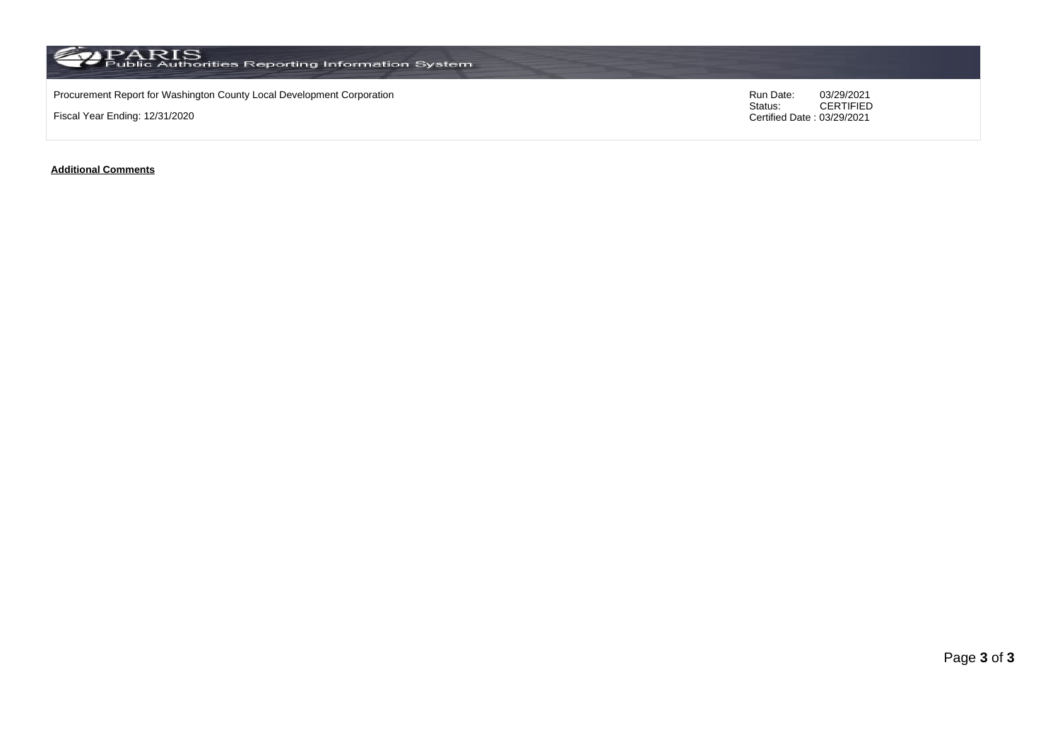Procurement Report for Washington County Local Development Corporation

Fiscal Year Ending: 12/31/2020

Run Date: 03/29/2021
Status: CERTIFIED
Certified Date : 03/29/2021

**Additional Comments**